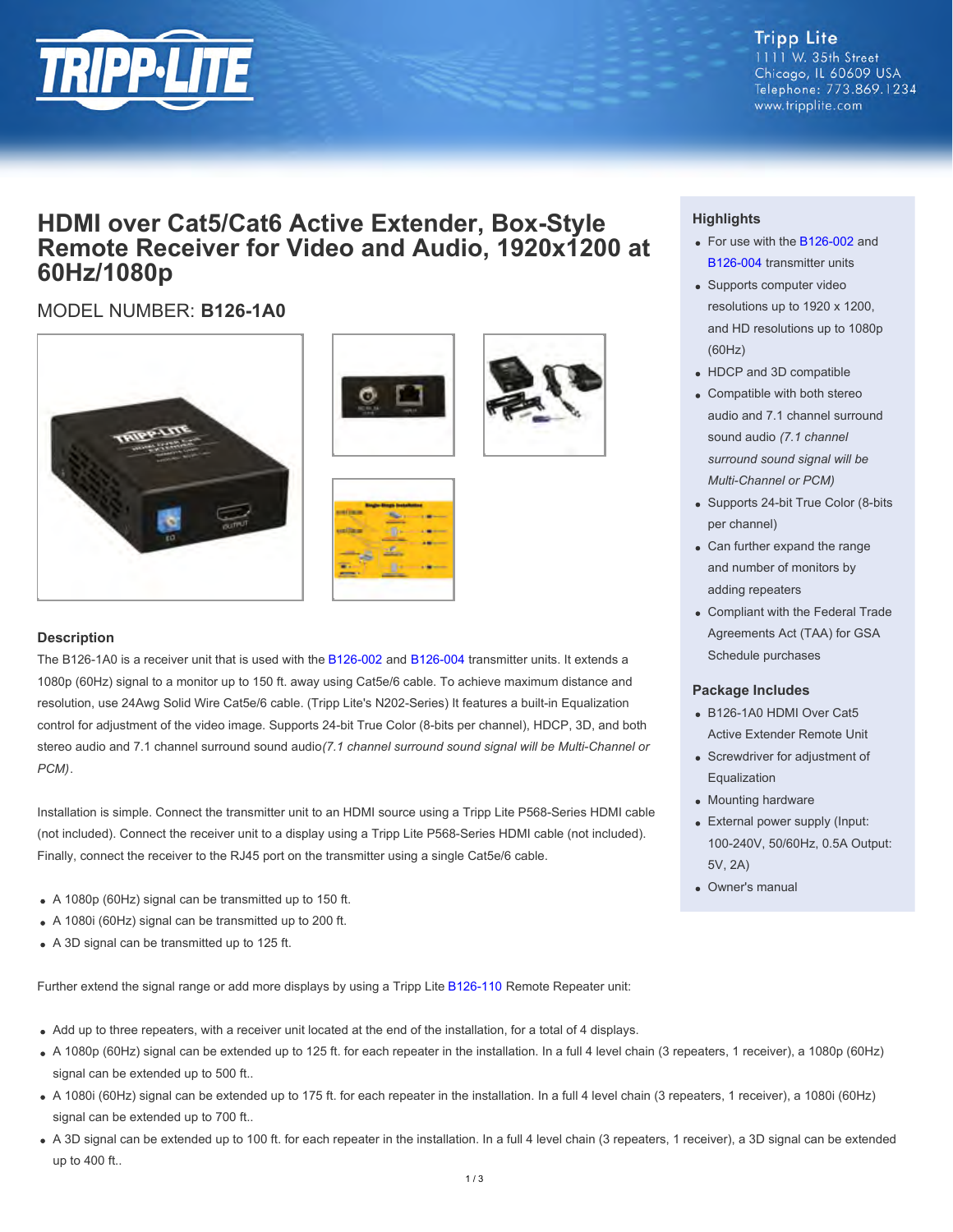Tripp Lite
1111 W. 35th Street
Chicago, IL 60609 USA
Telephone: 773.869.1234
www.tripplite.com

# HDMI over Cat5/Cat6 Active Extender, Box-Style Remote Receiver for Video and Audio, 1920x1200 at 60Hz/1080p

MODEL NUMBER: **B126-1A0**

## Highlights

- For use with the B126-002 and B126-004 transmitter units
- Supports computer video resolutions up to 1920 x 1200, and HD resolutions up to 1080p (60Hz)
- HDCP and 3D compatible
- Compatible with both stereo audio and 7.1 channel surround sound audio *(7.1 channel surround sound signal will be Multi-Channel or PCM)*
- Supports 24-bit True Color (8-bits per channel)
- Can further expand the range and number of monitors by adding repeaters
- Compliant with the Federal Trade Agreements Act (TAA) for GSA Schedule purchases

## Package Includes

- B126-1A0 HDMI Over Cat5 Active Extender Remote Unit
- Screwdriver for adjustment of Equalization
- Mounting hardware
- External power supply (Input: 100-240V, 50/60Hz, 0.5A Output: 5V, 2A)
- Owner's manual

## Description

The B126-1A0 is a receiver unit that is used with the B126-002 and B126-004 transmitter units. It extends a 1080p (60Hz) signal to a monitor up to 150 ft. away using Cat5e/6 cable. To achieve maximum distance and resolution, use 24Awg Solid Wire Cat5e/6 cable. (Tripp Lite's N202-Series) It features a built-in Equalization control for adjustment of the video image. Supports 24-bit True Color (8-bits per channel), HDCP, 3D, and both stereo audio and 7.1 channel surround sound audio*(7.1 channel surround sound signal will be Multi-Channel or PCM)*.

Installation is simple. Connect the transmitter unit to an HDMI source using a Tripp Lite P568-Series HDMI cable (not included). Connect the receiver unit to a display using a Tripp Lite P568-Series HDMI cable (not included). Finally, connect the receiver to the RJ45 port on the transmitter using a single Cat5e/6 cable.

- A 1080p (60Hz) signal can be transmitted up to 150 ft.
- A 1080i (60Hz) signal can be transmitted up to 200 ft.
- A 3D signal can be transmitted up to 125 ft.

Further extend the signal range or add more displays by using a Tripp Lite B126-110 Remote Repeater unit:

- Add up to three repeaters, with a receiver unit located at the end of the installation, for a total of 4 displays.
- A 1080p (60Hz) signal can be extended up to 125 ft. for each repeater in the installation. In a full 4 level chain (3 repeaters, 1 receiver), a 1080p (60Hz) signal can be extended up to 500 ft..
- A 1080i (60Hz) signal can be extended up to 175 ft. for each repeater in the installation. In a full 4 level chain (3 repeaters, 1 receiver), a 1080i (60Hz) signal can be extended up to 700 ft..
- A 3D signal can be extended up to 100 ft. for each repeater in the installation. In a full 4 level chain (3 repeaters, 1 receiver), a 3D signal can be extended up to 400 ft..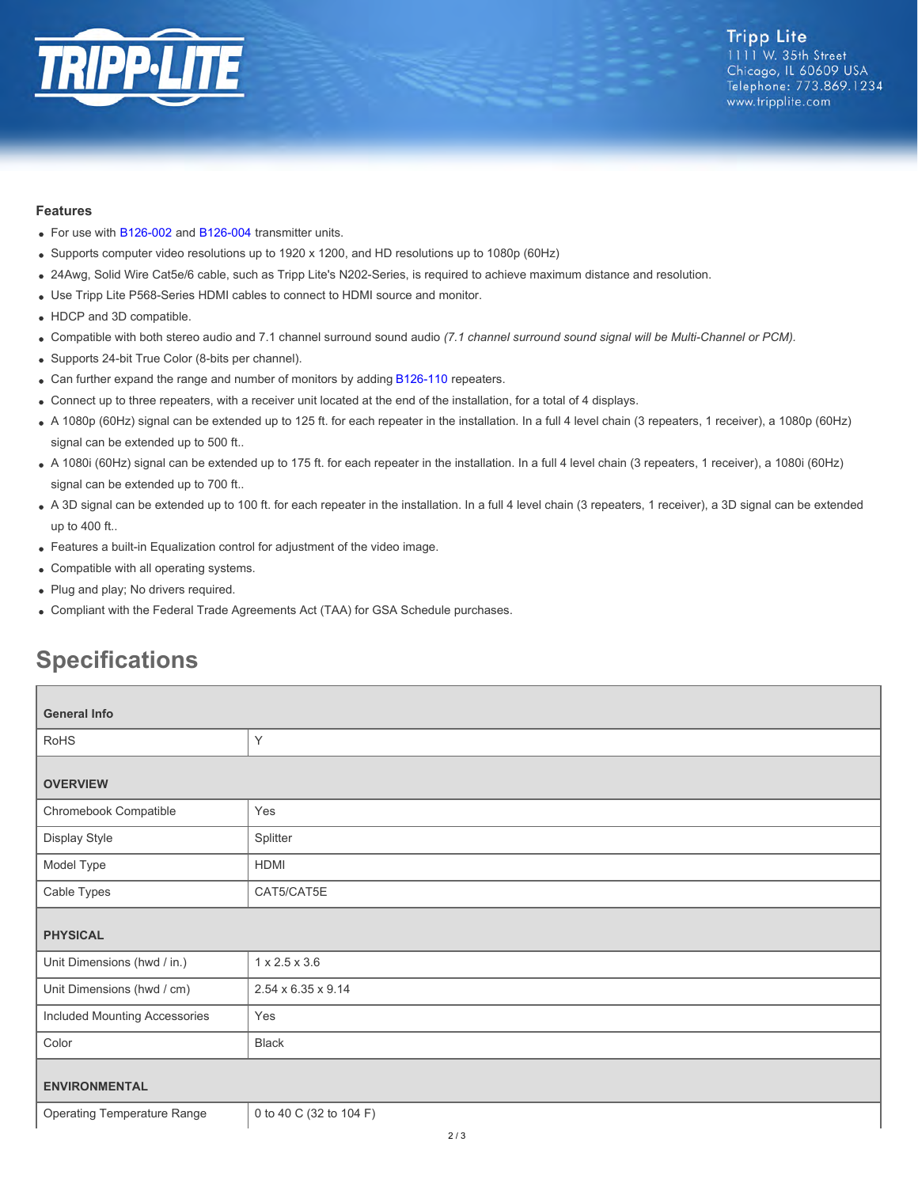### Features

- For use with B126-002 and B126-004 transmitter units.
- Supports computer video resolutions up to 1920 x 1200, and HD resolutions up to 1080p (60Hz)
- 24Awg, Solid Wire Cat5e/6 cable, such as Tripp Lite's N202-Series, is required to achieve maximum distance and resolution.
- Use Tripp Lite P568-Series HDMI cables to connect to HDMI source and monitor.
- HDCP and 3D compatible.
- Compatible with both stereo audio and 7.1 channel surround sound audio *(7.1 channel surround sound signal will be Multi-Channel or PCM).*
- Supports 24-bit True Color (8-bits per channel).
- Can further expand the range and number of monitors by adding B126-110 repeaters.
- Connect up to three repeaters, with a receiver unit located at the end of the installation, for a total of 4 displays.
- A 1080p (60Hz) signal can be extended up to 125 ft. for each repeater in the installation. In a full 4 level chain (3 repeaters, 1 receiver), a 1080p (60Hz) signal can be extended up to 500 ft..
- A 1080i (60Hz) signal can be extended up to 175 ft. for each repeater in the installation. In a full 4 level chain (3 repeaters, 1 receiver), a 1080i (60Hz) signal can be extended up to 700 ft..
- A 3D signal can be extended up to 100 ft. for each repeater in the installation. In a full 4 level chain (3 repeaters, 1 receiver), a 3D signal can be extended up to 400 ft..
- Features a built-in Equalization control for adjustment of the video image.
- Compatible with all operating systems.
- Plug and play; No drivers required.
- Compliant with the Federal Trade Agreements Act (TAA) for GSA Schedule purchases.

## Specifications

| **General Info** | |
|---|---|
| RoHS | Y |
| **OVERVIEW** | |
| Chromebook Compatible | Yes |
| Display Style | Splitter |
| Model Type | HDMI |
| Cable Types | CAT5/CAT5E |
| **PHYSICAL** | |
| Unit Dimensions (hwd / in.) | 1 x 2.5 x 3.6 |
| Unit Dimensions (hwd / cm) | 2.54 x 6.35 x 9.14 |
| Included Mounting Accessories | Yes |
| Color | Black |
| **ENVIRONMENTAL** | |
| Operating Temperature Range | 0 to 40 C (32 to 104 F) |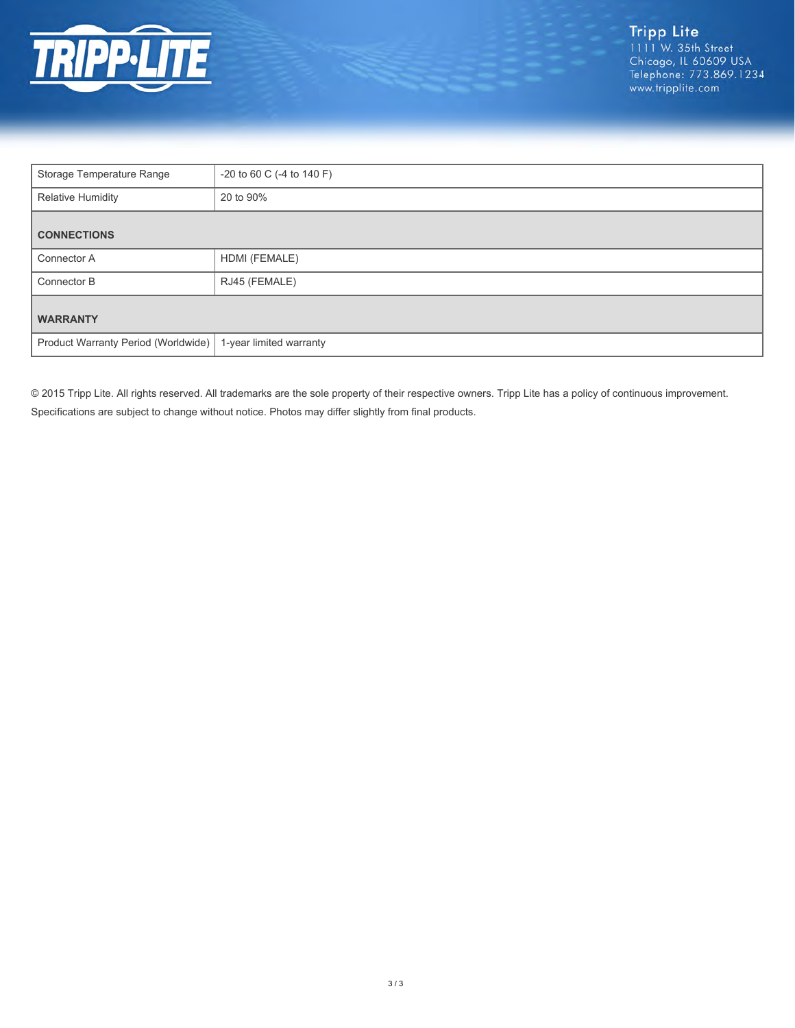| | |
|---|---|
| Storage Temperature Range | -20 to 60 C (-4 to 140 F) |
| Relative Humidity | 20 to 90% |
| **CONNECTIONS** | |
| Connector A | HDMI (FEMALE) |
| Connector B | RJ45 (FEMALE) |
| **WARRANTY** | |
| Product Warranty Period (Worldwide) | 1-year limited warranty |

© 2015 Tripp Lite. All rights reserved. All trademarks are the sole property of their respective owners. Tripp Lite has a policy of continuous improvement. Specifications are subject to change without notice. Photos may differ slightly from final products.